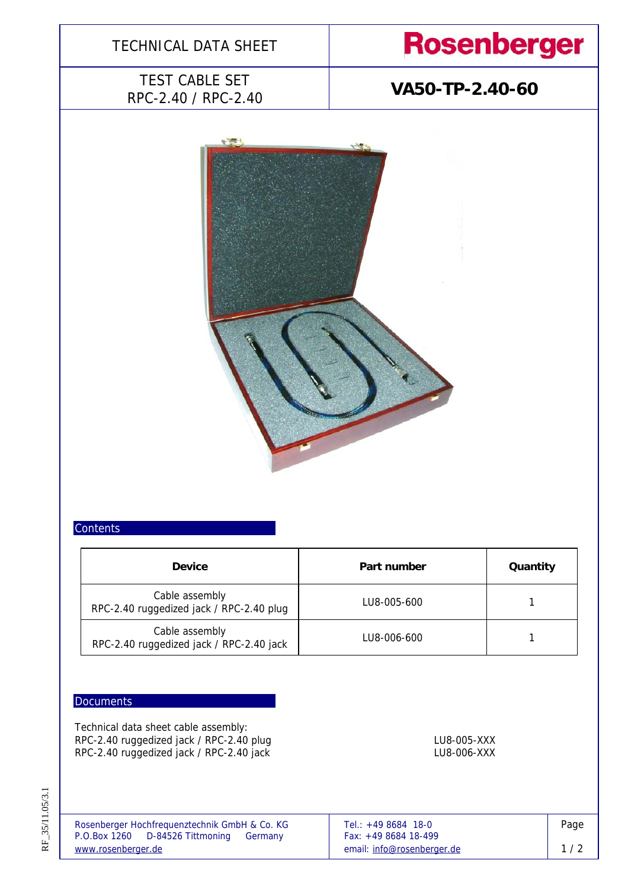# TECHNICAL DATA SHEET

**Rosenberger**

## TEST CABLE SET
## RPC-2.40 / RPC-2.40

## VA50-TP-2.40-60

### Contents

| Device | Part number | Quantity |
|---|---|---|
| Cable assembly<br>RPC-2.40 ruggedized jack / RPC-2.40 plug | LU8-005-600 | 1 |
| Cable assembly<br>RPC-2.40 ruggedized jack / RPC-2.40 jack | LU8-006-600 | 1 |

### Documents

Technical data sheet cable assembly:

RPC-2.40 ruggedized jack / RPC-2.40 plug — LU8-005-XXX
RPC-2.40 ruggedized jack / RPC-2.40 jack — LU8-006-XXX

Rosenberger Hochfrequenztechnik GmbH & Co. KG
P.O.Box 1260 D-84526 Tittmoning Germany
www.rosenberger.de

Tel.: +49 8684 18-0
Fax: +49 8684 18-499
email: info@rosenberger.de

RF_35/11.05/3.1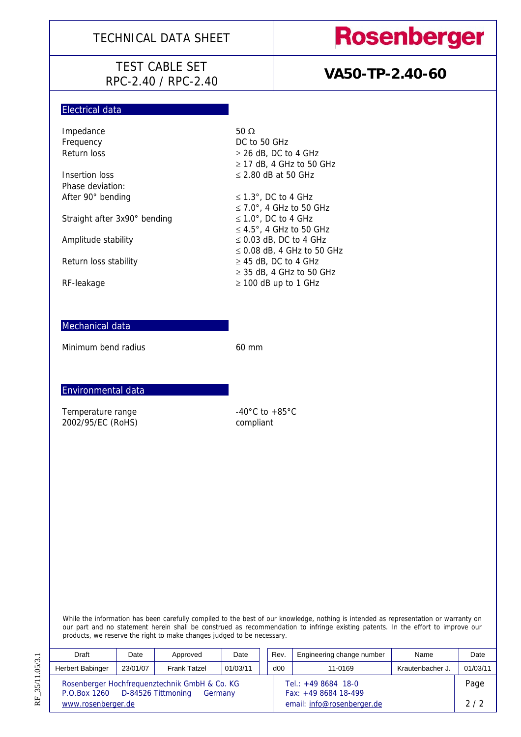| TECHNICAL DATA SHEET | Rosenberger |
| --- | --- |
| TEST CABLE SET RPC-2.40 / RPC-2.40 | **VA50-TP-2.40-60** |

## Electrical data

| | |
| --- | --- |
| Impedance | 50 Ω |
| Frequency | DC to 50 GHz |
| Return loss | ≥ 26 dB, DC to 4 GHz |
| | ≥ 17 dB, 4 GHz to 50 GHz |
| Insertion loss | ≤ 2.80 dB at 50 GHz |
| Phase deviation: | |
| After 90° bending | ≤ 1.3°, DC to 4 GHz |
| | ≤ 7.0°, 4 GHz to 50 GHz |
| Straight after 3x90° bending | ≤ 1.0°, DC to 4 GHz |
| | ≤ 4.5°, 4 GHz to 50 GHz |
| Amplitude stability | ≤ 0.03 dB, DC to 4 GHz |
| | ≤ 0.08 dB, 4 GHz to 50 GHz |
| Return loss stability | ≥ 45 dB, DC to 4 GHz |
| | ≥ 35 dB, 4 GHz to 50 GHz |
| RF-leakage | ≥ 100 dB up to 1 GHz |

## Mechanical data

| | |
| --- | --- |
| Minimum bend radius | 60 mm |

## Environmental data

| | |
| --- | --- |
| Temperature range | -40°C to +85°C |
| 2002/95/EC (RoHS) | compliant |

While the information has been carefully compiled to the best of our knowledge, nothing is intended as representation or warranty on our part and no statement herein shall be construed as recommendation to infringe existing patents. In the effort to improve our products, we reserve the right to make changes judged to be necessary.

| Draft | Date | Approved | Date | Rev. | Engineering change number | Name | Date |
| --- | --- | --- | --- | --- | --- | --- | --- |
| Herbert Babinger | 23/01/07 | Frank Tatzel | 01/03/11 | d00 | 11-0169 | Krautenbacher J. | 01/03/11 |

Rosenberger Hochfrequenztechnik GmbH & Co. KG
P.O.Box 1260 D-84526 Tittmoning Germany
www.rosenberger.de

Tel.: +49 8684 18-0
Fax: +49 8684 18-499
email: info@rosenberger.de

RF_35/11.05/3.1